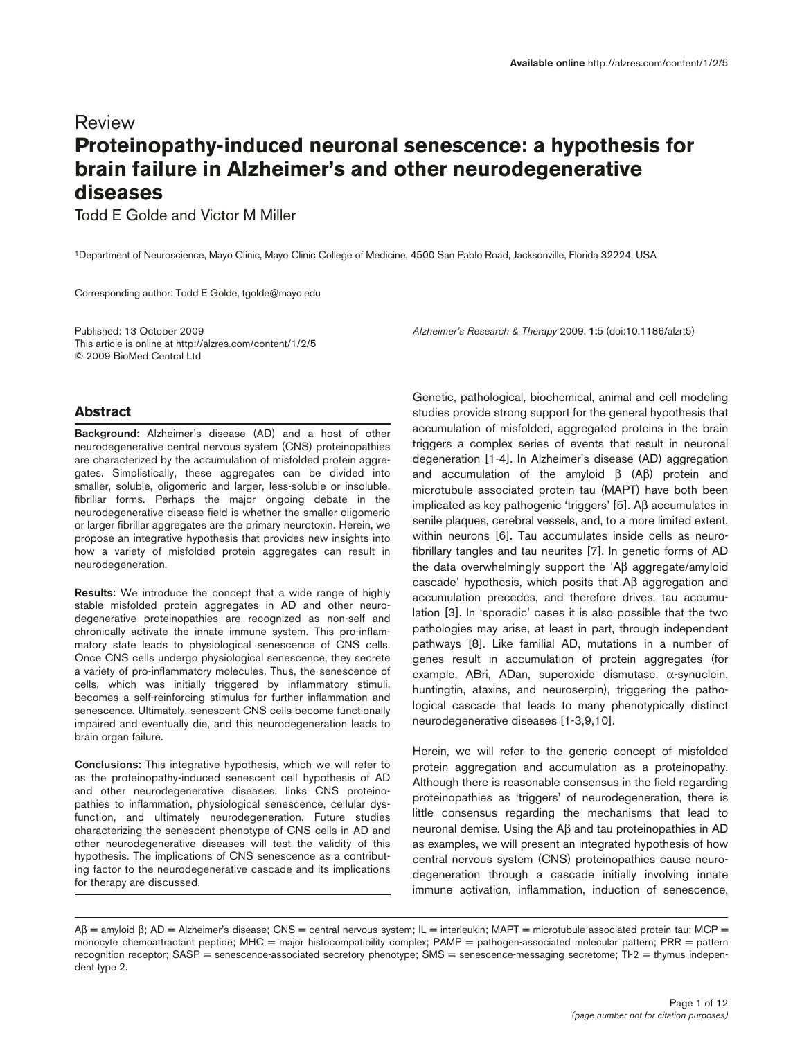Review

# Proteinopathy-induced neuronal senescence: a hypothesis for brain failure in Alzheimer's and other neurodegenerative diseases

Todd E Golde and Victor M Miller

[1]Department of Neuroscience, Mayo Clinic, Mayo Clinic College of Medicine, 4500 San Pablo Road, Jacksonville, Florida 32224, USA

Corresponding author: Todd E Golde, tgolde@mayo.edu

Published: 13 October 2009
This article is online at http://alzres.com/content/1/2/5
© 2009 BioMed Central Ltd

*Alzheimer's Research & Therapy* 2009, **1**:5 (doi:10.1186/alzrt5)

## Abstract

**Background:** Alzheimer's disease (AD) and a host of other neurodegenerative central nervous system (CNS) proteinopathies are characterized by the accumulation of misfolded protein aggregates. Simplistically, these aggregates can be divided into smaller, soluble, oligomeric and larger, less-soluble or insoluble, fibrillar forms. Perhaps the major ongoing debate in the neurodegenerative disease field is whether the smaller oligomeric or larger fibrillar aggregates are the primary neurotoxin. Herein, we propose an integrative hypothesis that provides new insights into how a variety of misfolded protein aggregates can result in neurodegeneration.

**Results:** We introduce the concept that a wide range of highly stable misfolded protein aggregates in AD and other neurodegenerative proteinopathies are recognized as non-self and chronically activate the innate immune system. This pro-inflammatory state leads to physiological senescence of CNS cells. Once CNS cells undergo physiological senescence, they secrete a variety of pro-inflammatory molecules. Thus, the senescence of cells, which was initially triggered by inflammatory stimuli, becomes a self-reinforcing stimulus for further inflammation and senescence. Ultimately, senescent CNS cells become functionally impaired and eventually die, and this neurodegeneration leads to brain organ failure.

**Conclusions:** This integrative hypothesis, which we will refer to as the proteinopathy-induced senescent cell hypothesis of AD and other neurodegenerative diseases, links CNS proteinopathies to inflammation, physiological senescence, cellular dysfunction, and ultimately neurodegeneration. Future studies characterizing the senescent phenotype of CNS cells in AD and other neurodegenerative diseases will test the validity of this hypothesis. The implications of CNS senescence as a contributing factor to the neurodegenerative cascade and its implications for therapy are discussed.

Genetic, pathological, biochemical, animal and cell modeling studies provide strong support for the general hypothesis that accumulation of misfolded, aggregated proteins in the brain triggers a complex series of events that result in neuronal degeneration [1-4]. In Alzheimer's disease (AD) aggregation and accumulation of the amyloid β (Aβ) protein and microtubule associated protein tau (MAPT) have both been implicated as key pathogenic 'triggers' [5]. Aβ accumulates in senile plaques, cerebral vessels, and, to a more limited extent, within neurons [6]. Tau accumulates inside cells as neurofibrillary tangles and tau neurites [7]. In genetic forms of AD the data overwhelmingly support the 'Aβ aggregate/amyloid cascade' hypothesis, which posits that Aβ aggregation and accumulation precedes, and therefore drives, tau accumulation [3]. In 'sporadic' cases it is also possible that the two pathologies may arise, at least in part, through independent pathways [8]. Like familial AD, mutations in a number of genes result in accumulation of protein aggregates (for example, ABri, ADan, superoxide dismutase, α-synuclein, huntingtin, ataxins, and neuroserpin), triggering the pathological cascade that leads to many phenotypically distinct neurodegenerative diseases [1-3,9,10].

Herein, we will refer to the generic concept of misfolded protein aggregation and accumulation as a proteinopathy. Although there is reasonable consensus in the field regarding proteinopathies as 'triggers' of neurodegeneration, there is little consensus regarding the mechanisms that lead to neuronal demise. Using the Aβ and tau proteinopathies in AD as examples, we will present an integrated hypothesis of how central nervous system (CNS) proteinopathies cause neurodegeneration through a cascade initially involving innate immune activation, inflammation, induction of senescence,

Aβ = amyloid β; AD = Alzheimer's disease; CNS = central nervous system; IL = interleukin; MAPT = microtubule associated protein tau; MCP = monocyte chemoattractant peptide; MHC = major histocompatibility complex; PAMP = pathogen-associated molecular pattern; PRR = pattern recognition receptor; SASP = senescence-associated secretory phenotype; SMS = senescence-messaging secretome; TI-2 = thymus independent type 2.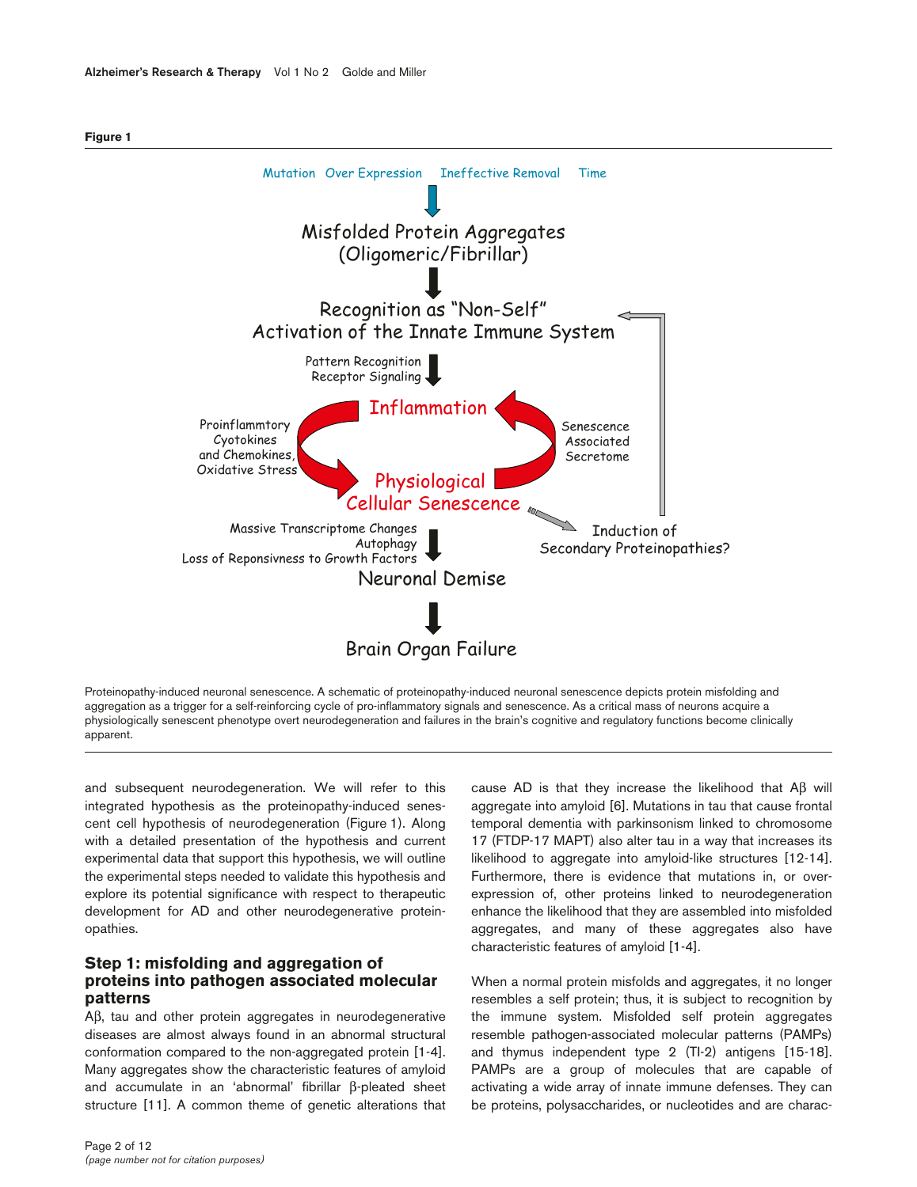**Figure 1**

Mutation Over Expression Ineffective Removal Time

Misfolded Protein Aggregates (Oligomeric/Fibrillar)

Recognition as "Non-Self" Activation of the Innate Immune System

Pattern Recognition Receptor Signaling

Inflammation

Proinflammtory Cyotokines and Chemokines, Oxidative Stress

Senescence Associated Secretome

Physiological Cellular Senescence

Induction of Secondary Proteinopathies?

Massive Transcriptome Changes Autophagy Loss of Reponsivness to Growth Factors

Neuronal Demise

Brain Organ Failure

Proteinopathy-induced neuronal senescence. A schematic of proteinopathy-induced neuronal senescence depicts protein misfolding and aggregation as a trigger for a self-reinforcing cycle of pro-inflammatory signals and senescence. As a critical mass of neurons acquire a physiologically senescent phenotype overt neurodegeneration and failures in the brain's cognitive and regulatory functions become clinically apparent.

and subsequent neurodegeneration. We will refer to this integrated hypothesis as the proteinopathy-induced senescent cell hypothesis of neurodegeneration (Figure 1). Along with a detailed presentation of the hypothesis and current experimental data that support this hypothesis, we will outline the experimental steps needed to validate this hypothesis and explore its potential significance with respect to therapeutic development for AD and other neurodegenerative proteinopathies.

## Step 1: misfolding and aggregation of proteins into pathogen associated molecular patterns

Aβ, tau and other protein aggregates in neurodegenerative diseases are almost always found in an abnormal structural conformation compared to the non-aggregated protein [1-4]. Many aggregates show the characteristic features of amyloid and accumulate in an 'abnormal' fibrillar β-pleated sheet structure [11]. A common theme of genetic alterations that cause AD is that they increase the likelihood that Aβ will aggregate into amyloid [6]. Mutations in tau that cause frontal temporal dementia with parkinsonism linked to chromosome 17 (FTDP-17 MAPT) also alter tau in a way that increases its likelihood to aggregate into amyloid-like structures [12-14]. Furthermore, there is evidence that mutations in, or overexpression of, other proteins linked to neurodegeneration enhance the likelihood that they are assembled into misfolded aggregates, and many of these aggregates also have characteristic features of amyloid [1-4].

When a normal protein misfolds and aggregates, it no longer resembles a self protein; thus, it is subject to recognition by the immune system. Misfolded self protein aggregates resemble pathogen-associated molecular patterns (PAMPs) and thymus independent type 2 (TI-2) antigens [15-18]. PAMPs are a group of molecules that are capable of activating a wide array of innate immune defenses. They can be proteins, polysaccharides, or nucleotides and are charac-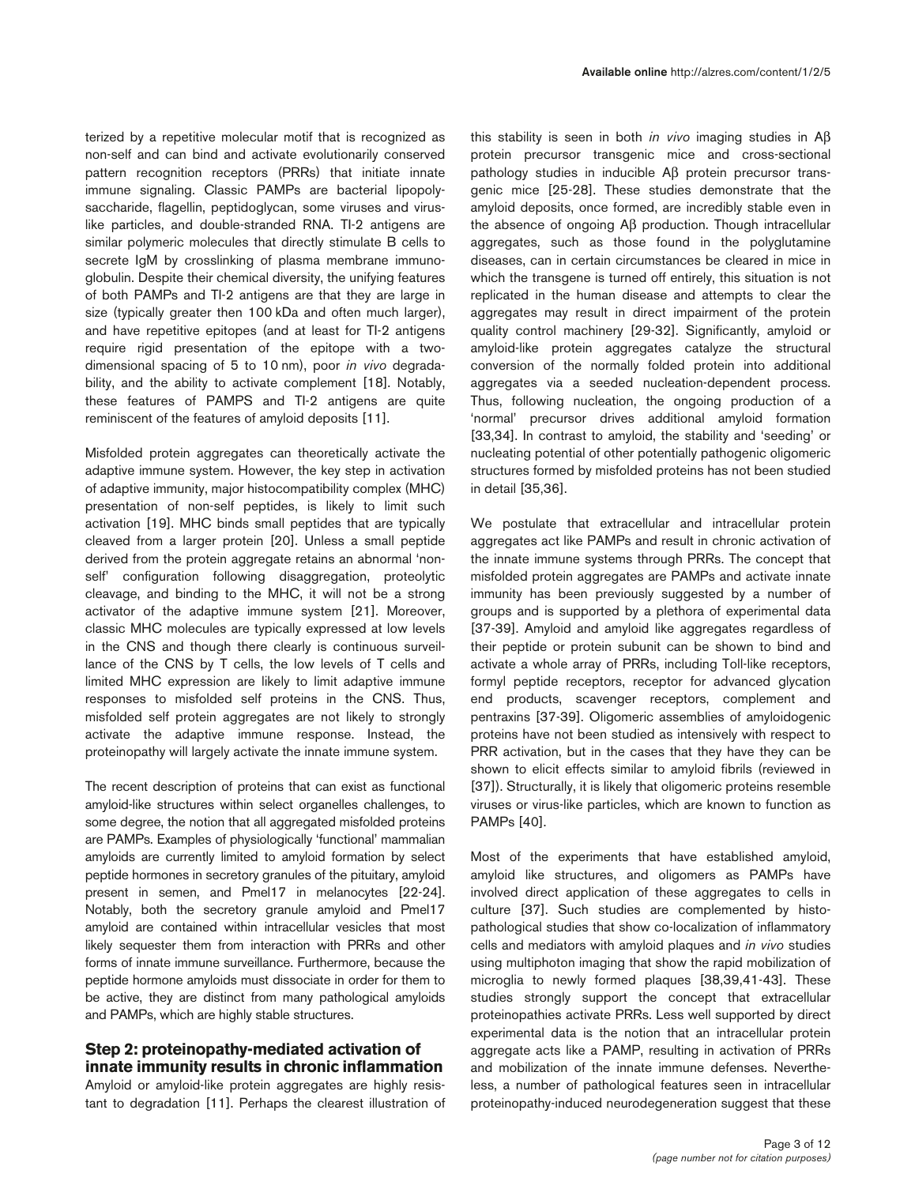terized by a repetitive molecular motif that is recognized as non-self and can bind and activate evolutionarily conserved pattern recognition receptors (PRRs) that initiate innate immune signaling. Classic PAMPs are bacterial lipopolysaccharide, flagellin, peptidoglycan, some viruses and virus-like particles, and double-stranded RNA. TI-2 antigens are similar polymeric molecules that directly stimulate B cells to secrete IgM by crosslinking of plasma membrane immunoglobulin. Despite their chemical diversity, the unifying features of both PAMPs and TI-2 antigens are that they are large in size (typically greater then 100 kDa and often much larger), and have repetitive epitopes (and at least for TI-2 antigens require rigid presentation of the epitope with a two-dimensional spacing of 5 to 10 nm), poor *in vivo* degradability, and the ability to activate complement [18]. Notably, these features of PAMPS and TI-2 antigens are quite reminiscent of the features of amyloid deposits [11].

Misfolded protein aggregates can theoretically activate the adaptive immune system. However, the key step in activation of adaptive immunity, major histocompatibility complex (MHC) presentation of non-self peptides, is likely to limit such activation [19]. MHC binds small peptides that are typically cleaved from a larger protein [20]. Unless a small peptide derived from the protein aggregate retains an abnormal 'non-self' configuration following disaggregation, proteolytic cleavage, and binding to the MHC, it will not be a strong activator of the adaptive immune system [21]. Moreover, classic MHC molecules are typically expressed at low levels in the CNS and though there clearly is continuous surveillance of the CNS by T cells, the low levels of T cells and limited MHC expression are likely to limit adaptive immune responses to misfolded self proteins in the CNS. Thus, misfolded self protein aggregates are not likely to strongly activate the adaptive immune response. Instead, the proteinopathy will largely activate the innate immune system.

The recent description of proteins that can exist as functional amyloid-like structures within select organelles challenges, to some degree, the notion that all aggregated misfolded proteins are PAMPs. Examples of physiologically 'functional' mammalian amyloids are currently limited to amyloid formation by select peptide hormones in secretory granules of the pituitary, amyloid present in semen, and Pmel17 in melanocytes [22-24]. Notably, both the secretory granule amyloid and Pmel17 amyloid are contained within intracellular vesicles that most likely sequester them from interaction with PRRs and other forms of innate immune surveillance. Furthermore, because the peptide hormone amyloids must dissociate in order for them to be active, they are distinct from many pathological amyloids and PAMPs, which are highly stable structures.

## Step 2: proteinopathy-mediated activation of innate immunity results in chronic inflammation

Amyloid or amyloid-like protein aggregates are highly resistant to degradation [11]. Perhaps the clearest illustration of this stability is seen in both *in vivo* imaging studies in Aβ protein precursor transgenic mice and cross-sectional pathology studies in inducible Aβ protein precursor transgenic mice [25-28]. These studies demonstrate that the amyloid deposits, once formed, are incredibly stable even in the absence of ongoing Aβ production. Though intracellular aggregates, such as those found in the polyglutamine diseases, can in certain circumstances be cleared in mice in which the transgene is turned off entirely, this situation is not replicated in the human disease and attempts to clear the aggregates may result in direct impairment of the protein quality control machinery [29-32]. Significantly, amyloid or amyloid-like protein aggregates catalyze the structural conversion of the normally folded protein into additional aggregates via a seeded nucleation-dependent process. Thus, following nucleation, the ongoing production of a 'normal' precursor drives additional amyloid formation [33,34]. In contrast to amyloid, the stability and 'seeding' or nucleating potential of other potentially pathogenic oligomeric structures formed by misfolded proteins has not been studied in detail [35,36].

We postulate that extracellular and intracellular protein aggregates act like PAMPs and result in chronic activation of the innate immune systems through PRRs. The concept that misfolded protein aggregates are PAMPs and activate innate immunity has been previously suggested by a number of groups and is supported by a plethora of experimental data [37-39]. Amyloid and amyloid like aggregates regardless of their peptide or protein subunit can be shown to bind and activate a whole array of PRRs, including Toll-like receptors, formyl peptide receptors, receptor for advanced glycation end products, scavenger receptors, complement and pentraxins [37-39]. Oligomeric assemblies of amyloidogenic proteins have not been studied as intensively with respect to PRR activation, but in the cases that they have they can be shown to elicit effects similar to amyloid fibrils (reviewed in [37]). Structurally, it is likely that oligomeric proteins resemble viruses or virus-like particles, which are known to function as PAMPs [40].

Most of the experiments that have established amyloid, amyloid like structures, and oligomers as PAMPs have involved direct application of these aggregates to cells in culture [37]. Such studies are complemented by histopathological studies that show co-localization of inflammatory cells and mediators with amyloid plaques and *in vivo* studies using multiphoton imaging that show the rapid mobilization of microglia to newly formed plaques [38,39,41-43]. These studies strongly support the concept that extracellular proteinopathies activate PRRs. Less well supported by direct experimental data is the notion that an intracellular protein aggregate acts like a PAMP, resulting in activation of PRRs and mobilization of the innate immune defenses. Nevertheless, a number of pathological features seen in intracellular proteinopathy-induced neurodegeneration suggest that these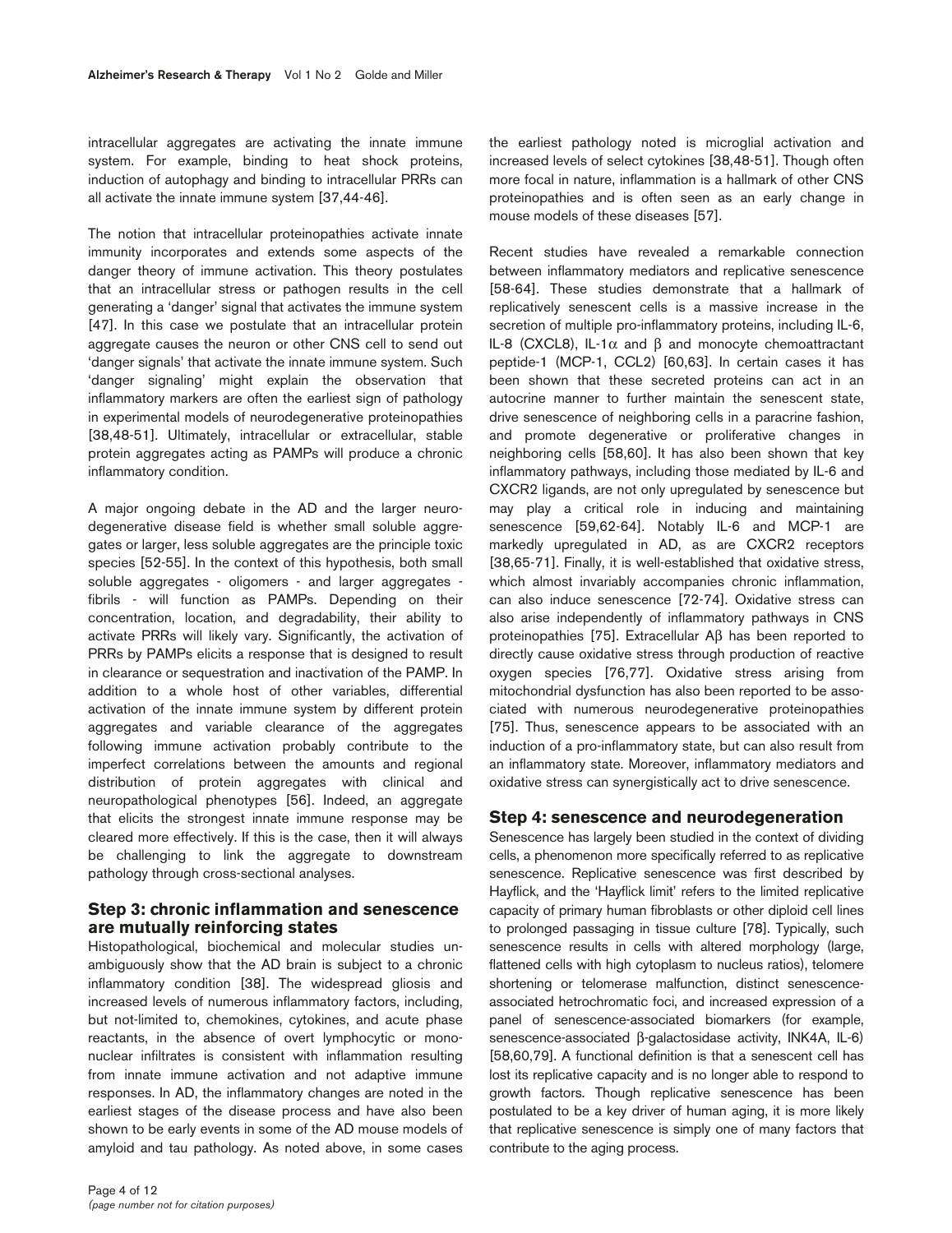intracellular aggregates are activating the innate immune system. For example, binding to heat shock proteins, induction of autophagy and binding to intracellular PRRs can all activate the innate immune system [37,44-46].

The notion that intracellular proteinopathies activate innate immunity incorporates and extends some aspects of the danger theory of immune activation. This theory postulates that an intracellular stress or pathogen results in the cell generating a 'danger' signal that activates the immune system [47]. In this case we postulate that an intracellular protein aggregate causes the neuron or other CNS cell to send out 'danger signals' that activate the innate immune system. Such 'danger signaling' might explain the observation that inflammatory markers are often the earliest sign of pathology in experimental models of neurodegenerative proteinopathies [38,48-51]. Ultimately, intracellular or extracellular, stable protein aggregates acting as PAMPs will produce a chronic inflammatory condition.

A major ongoing debate in the AD and the larger neurodegenerative disease field is whether small soluble aggregates or larger, less soluble aggregates are the principle toxic species [52-55]. In the context of this hypothesis, both small soluble aggregates - oligomers - and larger aggregates - fibrils - will function as PAMPs. Depending on their concentration, location, and degradability, their ability to activate PRRs will likely vary. Significantly, the activation of PRRs by PAMPs elicits a response that is designed to result in clearance or sequestration and inactivation of the PAMP. In addition to a whole host of other variables, differential activation of the innate immune system by different protein aggregates and variable clearance of the aggregates following immune activation probably contribute to the imperfect correlations between the amounts and regional distribution of protein aggregates with clinical and neuropathological phenotypes [56]. Indeed, an aggregate that elicits the strongest innate immune response may be cleared more effectively. If this is the case, then it will always be challenging to link the aggregate to downstream pathology through cross-sectional analyses.

## Step 3: chronic inflammation and senescence are mutually reinforcing states

Histopathological, biochemical and molecular studies unambiguously show that the AD brain is subject to a chronic inflammatory condition [38]. The widespread gliosis and increased levels of numerous inflammatory factors, including, but not-limited to, chemokines, cytokines, and acute phase reactants, in the absence of overt lymphocytic or mononuclear infiltrates is consistent with inflammation resulting from innate immune activation and not adaptive immune responses. In AD, the inflammatory changes are noted in the earliest stages of the disease process and have also been shown to be early events in some of the AD mouse models of amyloid and tau pathology. As noted above, in some cases the earliest pathology noted is microglial activation and increased levels of select cytokines [38,48-51]. Though often more focal in nature, inflammation is a hallmark of other CNS proteinopathies and is often seen as an early change in mouse models of these diseases [57].

Recent studies have revealed a remarkable connection between inflammatory mediators and replicative senescence [58-64]. These studies demonstrate that a hallmark of replicatively senescent cells is a massive increase in the secretion of multiple pro-inflammatory proteins, including IL-6, IL-8 (CXCL8), IL-1α and β and monocyte chemoattractant peptide-1 (MCP-1, CCL2) [60,63]. In certain cases it has been shown that these secreted proteins can act in an autocrine manner to further maintain the senescent state, drive senescence of neighboring cells in a paracrine fashion, and promote degenerative or proliferative changes in neighboring cells [58,60]. It has also been shown that key inflammatory pathways, including those mediated by IL-6 and CXCR2 ligands, are not only upregulated by senescence but may play a critical role in inducing and maintaining senescence [59,62-64]. Notably IL-6 and MCP-1 are markedly upregulated in AD, as are CXCR2 receptors [38,65-71]. Finally, it is well-established that oxidative stress, which almost invariably accompanies chronic inflammation, can also induce senescence [72-74]. Oxidative stress can also arise independently of inflammatory pathways in CNS proteinopathies [75]. Extracellular Aβ has been reported to directly cause oxidative stress through production of reactive oxygen species [76,77]. Oxidative stress arising from mitochondrial dysfunction has also been reported to be associated with numerous neurodegenerative proteinopathies [75]. Thus, senescence appears to be associated with an induction of a pro-inflammatory state, but can also result from an inflammatory state. Moreover, inflammatory mediators and oxidative stress can synergistically act to drive senescence.

## Step 4: senescence and neurodegeneration

Senescence has largely been studied in the context of dividing cells, a phenomenon more specifically referred to as replicative senescence. Replicative senescence was first described by Hayflick, and the 'Hayflick limit' refers to the limited replicative capacity of primary human fibroblasts or other diploid cell lines to prolonged passaging in tissue culture [78]. Typically, such senescence results in cells with altered morphology (large, flattened cells with high cytoplasm to nucleus ratios), telomere shortening or telomerase malfunction, distinct senescence-associated hetrochromatic foci, and increased expression of a panel of senescence-associated biomarkers (for example, senescence-associated β-galactosidase activity, INK4A, IL-6) [58,60,79]. A functional definition is that a senescent cell has lost its replicative capacity and is no longer able to respond to growth factors. Though replicative senescence has been postulated to be a key driver of human aging, it is more likely that replicative senescence is simply one of many factors that contribute to the aging process.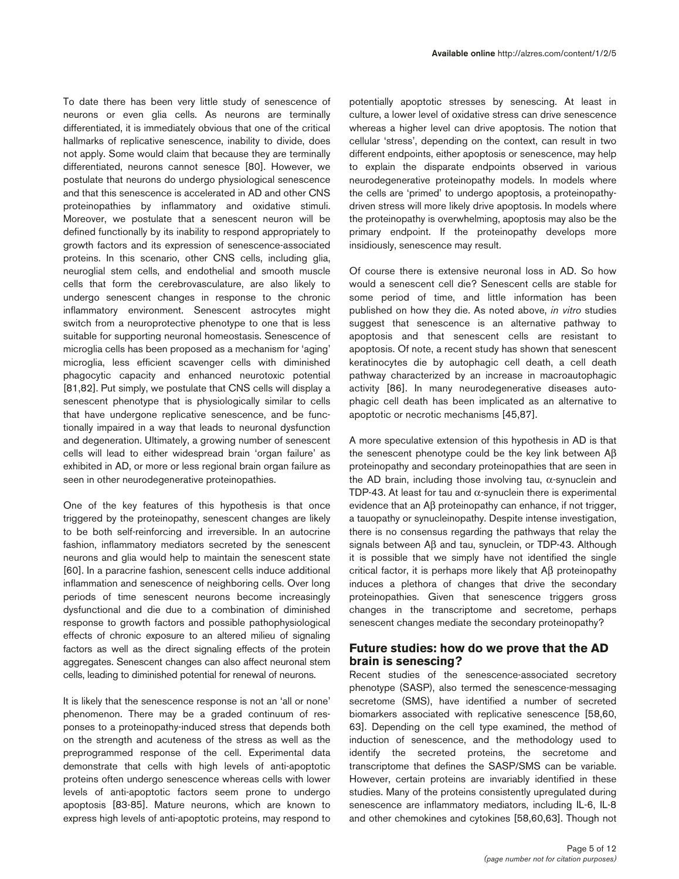To date there has been very little study of senescence of neurons or even glia cells. As neurons are terminally differentiated, it is immediately obvious that one of the critical hallmarks of replicative senescence, inability to divide, does not apply. Some would claim that because they are terminally differentiated, neurons cannot senesce [80]. However, we postulate that neurons do undergo physiological senescence and that this senescence is accelerated in AD and other CNS proteinopathies by inflammatory and oxidative stimuli. Moreover, we postulate that a senescent neuron will be defined functionally by its inability to respond appropriately to growth factors and its expression of senescence-associated proteins. In this scenario, other CNS cells, including glia, neuroglial stem cells, and endothelial and smooth muscle cells that form the cerebrovasculature, are also likely to undergo senescent changes in response to the chronic inflammatory environment. Senescent astrocytes might switch from a neuroprotective phenotype to one that is less suitable for supporting neuronal homeostasis. Senescence of microglia cells has been proposed as a mechanism for 'aging' microglia, less efficient scavenger cells with diminished phagocytic capacity and enhanced neurotoxic potential [81,82]. Put simply, we postulate that CNS cells will display a senescent phenotype that is physiologically similar to cells that have undergone replicative senescence, and be functionally impaired in a way that leads to neuronal dysfunction and degeneration. Ultimately, a growing number of senescent cells will lead to either widespread brain 'organ failure' as exhibited in AD, or more or less regional brain organ failure as seen in other neurodegenerative proteinopathies.

One of the key features of this hypothesis is that once triggered by the proteinopathy, senescent changes are likely to be both self-reinforcing and irreversible. In an autocrine fashion, inflammatory mediators secreted by the senescent neurons and glia would help to maintain the senescent state [60]. In a paracrine fashion, senescent cells induce additional inflammation and senescence of neighboring cells. Over long periods of time senescent neurons become increasingly dysfunctional and die due to a combination of diminished response to growth factors and possible pathophysiological effects of chronic exposure to an altered milieu of signaling factors as well as the direct signaling effects of the protein aggregates. Senescent changes can also affect neuronal stem cells, leading to diminished potential for renewal of neurons.

It is likely that the senescence response is not an 'all or none' phenomenon. There may be a graded continuum of responses to a proteinopathy-induced stress that depends both on the strength and acuteness of the stress as well as the preprogrammed response of the cell. Experimental data demonstrate that cells with high levels of anti-apoptotic proteins often undergo senescence whereas cells with lower levels of anti-apoptotic factors seem prone to undergo apoptosis [83-85]. Mature neurons, which are known to express high levels of anti-apoptotic proteins, may respond to potentially apoptotic stresses by senescing. At least in culture, a lower level of oxidative stress can drive senescence whereas a higher level can drive apoptosis. The notion that cellular 'stress', depending on the context, can result in two different endpoints, either apoptosis or senescence, may help to explain the disparate endpoints observed in various neurodegenerative proteinopathy models. In models where the cells are 'primed' to undergo apoptosis, a proteinopathy-driven stress will more likely drive apoptosis. In models where the proteinopathy is overwhelming, apoptosis may also be the primary endpoint. If the proteinopathy develops more insidiously, senescence may result.

Of course there is extensive neuronal loss in AD. So how would a senescent cell die? Senescent cells are stable for some period of time, and little information has been published on how they die. As noted above, *in vitro* studies suggest that senescence is an alternative pathway to apoptosis and that senescent cells are resistant to apoptosis. Of note, a recent study has shown that senescent keratinocytes die by autophagic cell death, a cell death pathway characterized by an increase in macroautophagic activity [86]. In many neurodegenerative diseases autophagic cell death has been implicated as an alternative to apoptotic or necrotic mechanisms [45,87].

A more speculative extension of this hypothesis in AD is that the senescent phenotype could be the key link between Aβ proteinopathy and secondary proteinopathies that are seen in the AD brain, including those involving tau, α-synuclein and TDP-43. At least for tau and α-synuclein there is experimental evidence that an Aβ proteinopathy can enhance, if not trigger, a tauopathy or synucleinopathy. Despite intense investigation, there is no consensus regarding the pathways that relay the signals between Aβ and tau, synuclein, or TDP-43. Although it is possible that we simply have not identified the single critical factor, it is perhaps more likely that Aβ proteinopathy induces a plethora of changes that drive the secondary proteinopathies. Given that senescence triggers gross changes in the transcriptome and secretome, perhaps senescent changes mediate the secondary proteinopathy?

## Future studies: how do we prove that the AD brain is senescing?

Recent studies of the senescence-associated secretory phenotype (SASP), also termed the senescence-messaging secretome (SMS), have identified a number of secreted biomarkers associated with replicative senescence [58,60,63]. Depending on the cell type examined, the method of induction of senescence, and the methodology used to identify the secreted proteins, the secretome and transcriptome that defines the SASP/SMS can be variable. However, certain proteins are invariably identified in these studies. Many of the proteins consistently upregulated during senescence are inflammatory mediators, including IL-6, IL-8 and other chemokines and cytokines [58,60,63]. Though not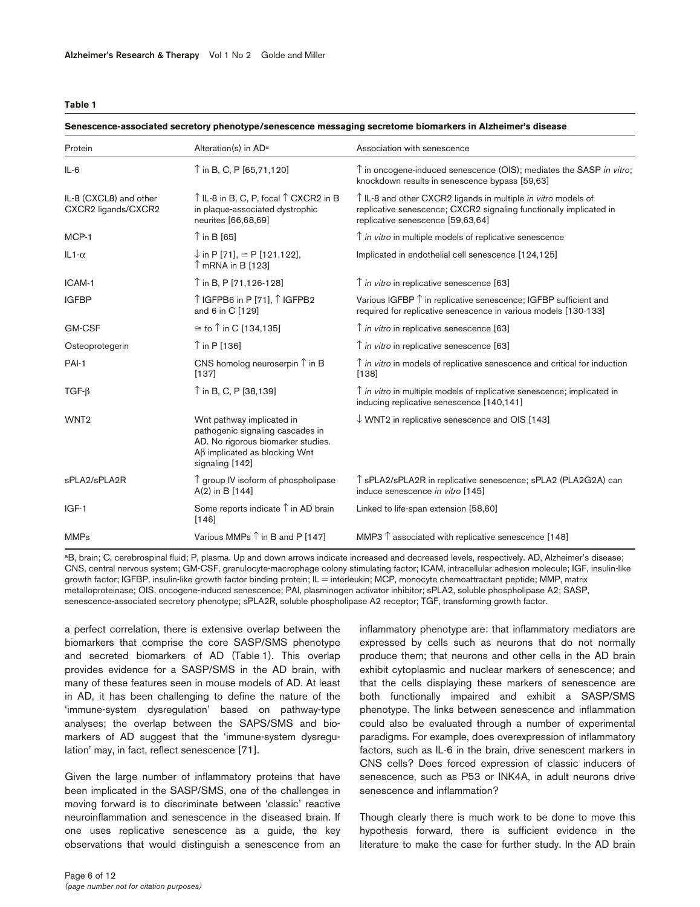**Table 1**

**Senescence-associated secretory phenotype/senescence messaging secretome biomarkers in Alzheimer's disease**

| Protein | Alteration(s) in AD[a] | Association with senescence |
|---|---|---|
| IL-6 | ↑ in B, C, P [65,71,120] | ↑ in oncogene-induced senescence (OIS); mediates the SASP *in vitro*; knockdown results in senescence bypass [59,63] |
| IL-8 (CXCL8) and other CXCR2 ligands/CXCR2 | ↑ IL-8 in B, C, P, focal ↑ CXCR2 in B in plaque-associated dystrophic neurites [66,68,69] | ↑ IL-8 and other CXCR2 ligands in multiple *in vitro* models of replicative senescence; CXCR2 signaling functionally implicated in replicative senescence [59,63,64] |
| MCP-1 | ↑ in B [65] | ↑ *in vitro* in multiple models of replicative senescence |
| IL1-α | ↓ in P [71], ≅ P [121,122], ↑ mRNA in B [123] | Implicated in endothelial cell senescence [124,125] |
| ICAM-1 | ↑ in B, P [71,126-128] | ↑ *in vitro* in replicative senescence [63] |
| IGFBP | ↑ IGFPB6 in P [71], ↑ IGFPB2 and 6 in C [129] | Various IGFBP ↑ in replicative senescence; IGFBP sufficient and required for replicative senescence in various models [130-133] |
| GM-CSF | ≅ to ↑ in C [134,135] | ↑ *in vitro* in replicative senescence [63] |
| Osteoprotegerin | ↑ in P [136] | ↑ *in vitro* in replicative senescence [63] |
| PAI-1 | CNS homolog neuroserpin ↑ in B [137] | ↑ *in vitro* in models of replicative senescence and critical for induction [138] |
| TGF-β | ↑ in B, C, P [38,139] | ↑ *in vitro* in multiple models of replicative senescence; implicated in inducing replicative senescence [140,141] |
| WNT2 | Wnt pathway implicated in pathogenic signaling cascades in AD. No rigorous biomarker studies. Aβ implicated as blocking Wnt signaling [142] | ↓ WNT2 in replicative senescence and OIS [143] |
| sPLA2/sPLA2R | ↑ group IV isoform of phospholipase A(2) in B [144] | ↑ sPLA2/sPLA2R in replicative senescence; sPLA2 (PLA2G2A) can induce senescence *in vitro* [145] |
| IGF-1 | Some reports indicate ↑ in AD brain [146] | Linked to life-span extension [58,60] |
| MMPs | Various MMPs ↑ in B and P [147] | MMP3 ↑ associated with replicative senescence [148] |

[a]B, brain; C, cerebrospinal fluid; P, plasma. Up and down arrows indicate increased and decreased levels, respectively. AD, Alzheimer's disease; CNS, central nervous system; GM-CSF, granulocyte-macrophage colony stimulating factor; ICAM, intracellular adhesion molecule; IGF, insulin-like growth factor; IGFBP, insulin-like growth factor binding protein; IL = interleukin; MCP, monocyte chemoattractant peptide; MMP, matrix metalloproteinase; OIS, oncogene-induced senescence; PAI, plasminogen activator inhibitor; sPLA2, soluble phospholipase A2; SASP, senescence-associated secretory phenotype; sPLA2R, soluble phospholipase A2 receptor; TGF, transforming growth factor.

a perfect correlation, there is extensive overlap between the biomarkers that comprise the core SASP/SMS phenotype and secreted biomarkers of AD (Table 1). This overlap provides evidence for a SASP/SMS in the AD brain, with many of these features seen in mouse models of AD. At least in AD, it has been challenging to define the nature of the 'immune-system dysregulation' based on pathway-type analyses; the overlap between the SAPS/SMS and biomarkers of AD suggest that the 'immune-system dysregulation' may, in fact, reflect senescence [71].

Given the large number of inflammatory proteins that have been implicated in the SASP/SMS, one of the challenges in moving forward is to discriminate between 'classic' reactive neuroinflammation and senescence in the diseased brain. If one uses replicative senescence as a guide, the key observations that would distinguish a senescence from an inflammatory phenotype are: that inflammatory mediators are expressed by cells such as neurons that do not normally produce them; that neurons and other cells in the AD brain exhibit cytoplasmic and nuclear markers of senescence; and that the cells displaying these markers of senescence are both functionally impaired and exhibit a SASP/SMS phenotype. The links between senescence and inflammation could also be evaluated through a number of experimental paradigms. For example, does overexpression of inflammatory factors, such as IL-6 in the brain, drive senescent markers in CNS cells? Does forced expression of classic inducers of senescence, such as P53 or INK4A, in adult neurons drive senescence and inflammation?

Though clearly there is much work to be done to move this hypothesis forward, there is sufficient evidence in the literature to make the case for further study. In the AD brain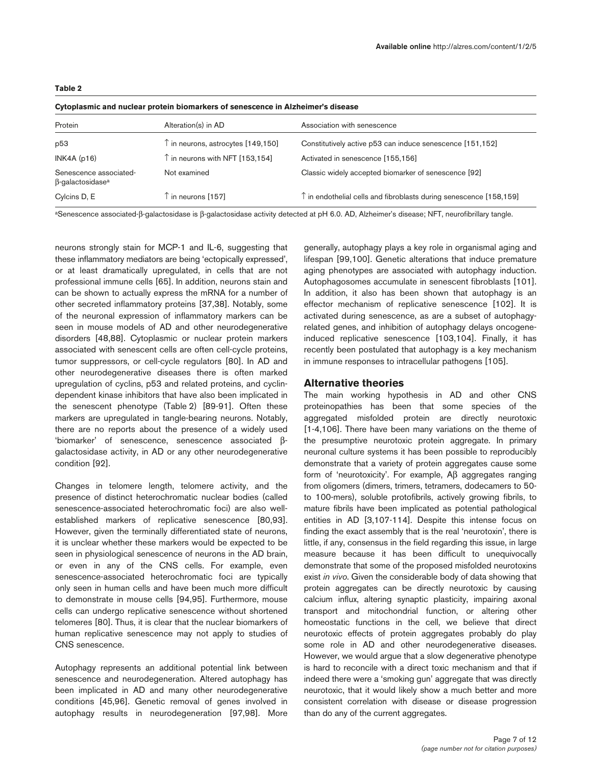**Table 2**

**Cytoplasmic and nuclear protein biomarkers of senescence in Alzheimer's disease**

| Protein | Alteration(s) in AD | Association with senescence |
|---|---|---|
| p53 | ↑ in neurons, astrocytes [149,150] | Constitutively active p53 can induce senescence [151,152] |
| INK4A (p16) | ↑ in neurons with NFT [153,154] | Activated in senescence [155,156] |
| Senescence associated-β-galactosidase[a] | Not examined | Classic widely accepted biomarker of senescence [92] |
| Cylcins D, E | ↑ in neurons [157] | ↑ in endothelial cells and fibroblasts during senescence [158,159] |

[a]Senescence associated-β-galactosidase is β-galactosidase activity detected at pH 6.0. AD, Alzheimer's disease; NFT, neurofibrillary tangle.

neurons strongly stain for MCP-1 and IL-6, suggesting that these inflammatory mediators are being 'ectopically expressed', or at least dramatically upregulated, in cells that are not professional immune cells [65]. In addition, neurons stain and can be shown to actually express the mRNA for a number of other secreted inflammatory proteins [37,38]. Notably, some of the neuronal expression of inflammatory markers can be seen in mouse models of AD and other neurodegenerative disorders [48,88]. Cytoplasmic or nuclear protein markers associated with senescent cells are often cell-cycle proteins, tumor suppressors, or cell-cycle regulators [80]. In AD and other neurodegenerative diseases there is often marked upregulation of cyclins, p53 and related proteins, and cyclin-dependent kinase inhibitors that have also been implicated in the senescent phenotype (Table 2) [89-91]. Often these markers are upregulated in tangle-bearing neurons. Notably, there are no reports about the presence of a widely used 'biomarker' of senescence, senescence associated β-galactosidase activity, in AD or any other neurodegenerative condition [92].

Changes in telomere length, telomere activity, and the presence of distinct heterochromatic nuclear bodies (called senescence-associated heterochromatic foci) are also well-established markers of replicative senescence [80,93]. However, given the terminally differentiated state of neurons, it is unclear whether these markers would be expected to be seen in physiological senescence of neurons in the AD brain, or even in any of the CNS cells. For example, even senescence-associated heterochromatic foci are typically only seen in human cells and have been much more difficult to demonstrate in mouse cells [94,95]. Furthermore, mouse cells can undergo replicative senescence without shortened telomeres [80]. Thus, it is clear that the nuclear biomarkers of human replicative senescence may not apply to studies of CNS senescence.

Autophagy represents an additional potential link between senescence and neurodegeneration. Altered autophagy has been implicated in AD and many other neurodegenerative conditions [45,96]. Genetic removal of genes involved in autophagy results in neurodegeneration [97,98]. More generally, autophagy plays a key role in organismal aging and lifespan [99,100]. Genetic alterations that induce premature aging phenotypes are associated with autophagy induction. Autophagosomes accumulate in senescent fibroblasts [101]. In addition, it also has been shown that autophagy is an effector mechanism of replicative senescence [102]. It is activated during senescence, as are a subset of autophagy-related genes, and inhibition of autophagy delays oncogene-induced replicative senescence [103,104]. Finally, it has recently been postulated that autophagy is a key mechanism in immune responses to intracellular pathogens [105].

## Alternative theories

The main working hypothesis in AD and other CNS proteinopathies has been that some species of the aggregated misfolded protein are directly neurotoxic [1-4,106]. There have been many variations on the theme of the presumptive neurotoxic protein aggregate. In primary neuronal culture systems it has been possible to reproducibly demonstrate that a variety of protein aggregates cause some form of 'neurotoxicity'. For example, Aβ aggregates ranging from oligomers (dimers, trimers, tetramers, dodecamers to 50- to 100-mers), soluble protofibrils, actively growing fibrils, to mature fibrils have been implicated as potential pathological entities in AD [3,107-114]. Despite this intense focus on finding the exact assembly that is the real 'neurotoxin', there is little, if any, consensus in the field regarding this issue, in large measure because it has been difficult to unequivocally demonstrate that some of the proposed misfolded neurotoxins exist *in vivo*. Given the considerable body of data showing that protein aggregates can be directly neurotoxic by causing calcium influx, altering synaptic plasticity, impairing axonal transport and mitochondrial function, or altering other homeostatic functions in the cell, we believe that direct neurotoxic effects of protein aggregates probably do play some role in AD and other neurodegenerative diseases. However, we would argue that a slow degenerative phenotype is hard to reconcile with a direct toxic mechanism and that if indeed there were a 'smoking gun' aggregate that was directly neurotoxic, that it would likely show a much better and more consistent correlation with disease or disease progression than do any of the current aggregates.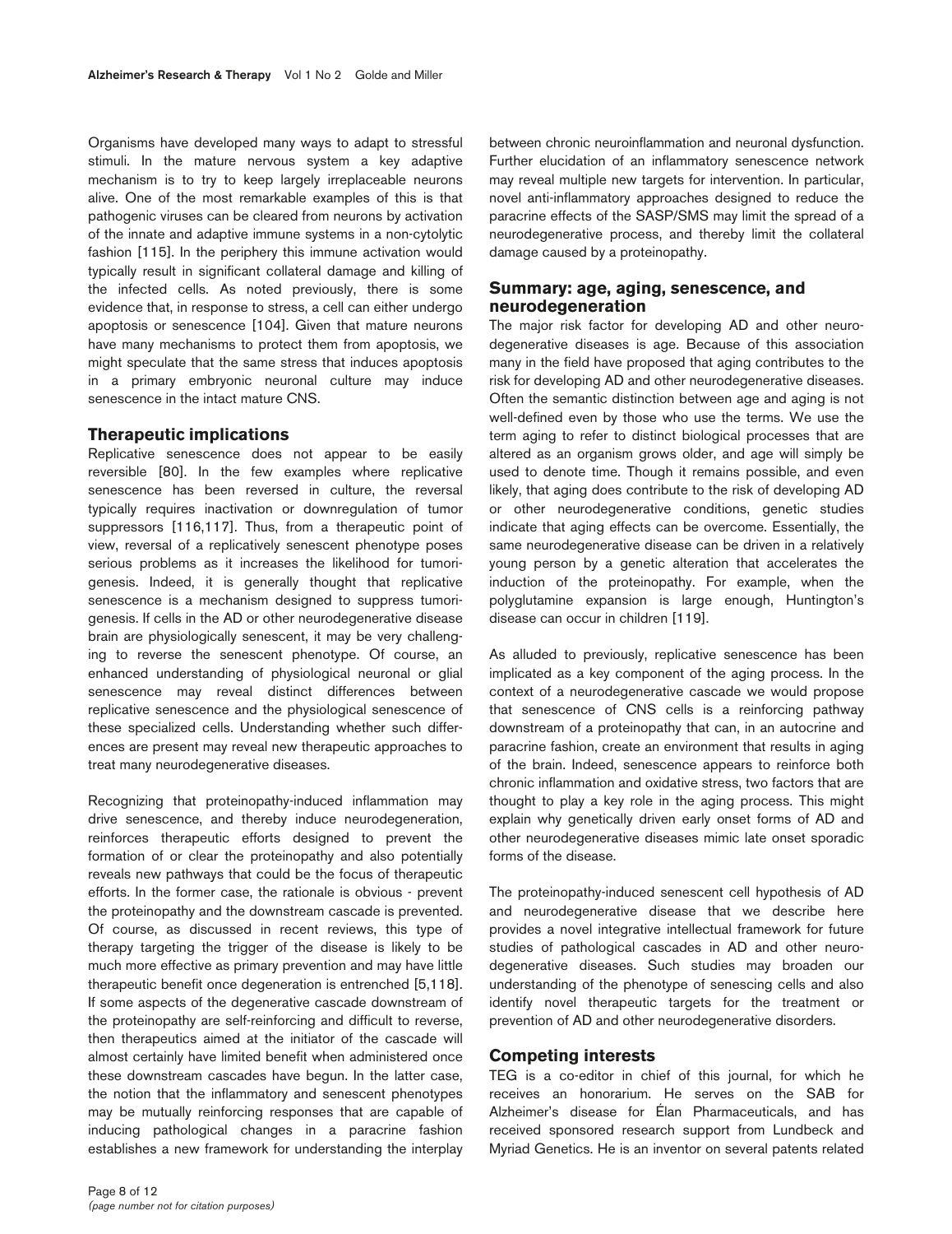Organisms have developed many ways to adapt to stressful stimuli. In the mature nervous system a key adaptive mechanism is to try to keep largely irreplaceable neurons alive. One of the most remarkable examples of this is that pathogenic viruses can be cleared from neurons by activation of the innate and adaptive immune systems in a non-cytolytic fashion [115]. In the periphery this immune activation would typically result in significant collateral damage and killing of the infected cells. As noted previously, there is some evidence that, in response to stress, a cell can either undergo apoptosis or senescence [104]. Given that mature neurons have many mechanisms to protect them from apoptosis, we might speculate that the same stress that induces apoptosis in a primary embryonic neuronal culture may induce senescence in the intact mature CNS.

## Therapeutic implications

Replicative senescence does not appear to be easily reversible [80]. In the few examples where replicative senescence has been reversed in culture, the reversal typically requires inactivation or downregulation of tumor suppressors [116,117]. Thus, from a therapeutic point of view, reversal of a replicatively senescent phenotype poses serious problems as it increases the likelihood for tumorigenesis. Indeed, it is generally thought that replicative senescence is a mechanism designed to suppress tumorigenesis. If cells in the AD or other neurodegenerative disease brain are physiologically senescent, it may be very challenging to reverse the senescent phenotype. Of course, an enhanced understanding of physiological neuronal or glial senescence may reveal distinct differences between replicative senescence and the physiological senescence of these specialized cells. Understanding whether such differences are present may reveal new therapeutic approaches to treat many neurodegenerative diseases.

Recognizing that proteinopathy-induced inflammation may drive senescence, and thereby induce neurodegeneration, reinforces therapeutic efforts designed to prevent the formation of or clear the proteinopathy and also potentially reveals new pathways that could be the focus of therapeutic efforts. In the former case, the rationale is obvious - prevent the proteinopathy and the downstream cascade is prevented. Of course, as discussed in recent reviews, this type of therapy targeting the trigger of the disease is likely to be much more effective as primary prevention and may have little therapeutic benefit once degeneration is entrenched [5,118]. If some aspects of the degenerative cascade downstream of the proteinopathy are self-reinforcing and difficult to reverse, then therapeutics aimed at the initiator of the cascade will almost certainly have limited benefit when administered once these downstream cascades have begun. In the latter case, the notion that the inflammatory and senescent phenotypes may be mutually reinforcing responses that are capable of inducing pathological changes in a paracrine fashion establishes a new framework for understanding the interplay between chronic neuroinflammation and neuronal dysfunction. Further elucidation of an inflammatory senescence network may reveal multiple new targets for intervention. In particular, novel anti-inflammatory approaches designed to reduce the paracrine effects of the SASP/SMS may limit the spread of a neurodegenerative process, and thereby limit the collateral damage caused by a proteinopathy.

## Summary: age, aging, senescence, and neurodegeneration

The major risk factor for developing AD and other neurodegenerative diseases is age. Because of this association many in the field have proposed that aging contributes to the risk for developing AD and other neurodegenerative diseases. Often the semantic distinction between age and aging is not well-defined even by those who use the terms. We use the term aging to refer to distinct biological processes that are altered as an organism grows older, and age will simply be used to denote time. Though it remains possible, and even likely, that aging does contribute to the risk of developing AD or other neurodegenerative conditions, genetic studies indicate that aging effects can be overcome. Essentially, the same neurodegenerative disease can be driven in a relatively young person by a genetic alteration that accelerates the induction of the proteinopathy. For example, when the polyglutamine expansion is large enough, Huntington's disease can occur in children [119].

As alluded to previously, replicative senescence has been implicated as a key component of the aging process. In the context of a neurodegenerative cascade we would propose that senescence of CNS cells is a reinforcing pathway downstream of a proteinopathy that can, in an autocrine and paracrine fashion, create an environment that results in aging of the brain. Indeed, senescence appears to reinforce both chronic inflammation and oxidative stress, two factors that are thought to play a key role in the aging process. This might explain why genetically driven early onset forms of AD and other neurodegenerative diseases mimic late onset sporadic forms of the disease.

The proteinopathy-induced senescent cell hypothesis of AD and neurodegenerative disease that we describe here provides a novel integrative intellectual framework for future studies of pathological cascades in AD and other neurodegenerative diseases. Such studies may broaden our understanding of the phenotype of senescing cells and also identify novel therapeutic targets for the treatment or prevention of AD and other neurodegenerative disorders.

## Competing interests

TEG is a co-editor in chief of this journal, for which he receives an honorarium. He serves on the SAB for Alzheimer's disease for Élan Pharmaceuticals, and has received sponsored research support from Lundbeck and Myriad Genetics. He is an inventor on several patents related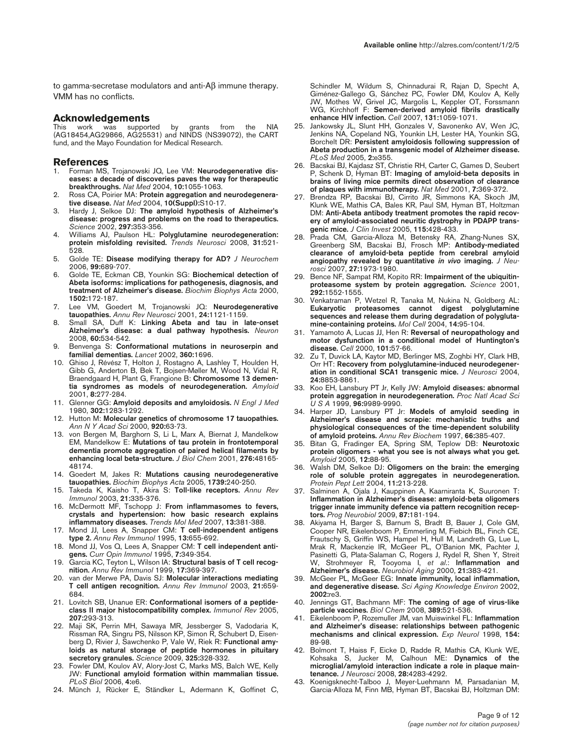to gamma-secretase modulators and anti-Aβ immune therapy. VMM has no conflicts.

## Acknowledgements

This work was supported by grants from the NIA (AG18454,AG29866, AG25531) and NINDS (NS39072), the CART fund, and the Mayo Foundation for Medical Research.

## References

1. Forman MS, Trojanowski JQ, Lee VM: **Neurodegenerative diseases: a decade of discoveries paves the way for therapeutic breakthroughs.** *Nat Med* 2004, **10:**1055-1063.
2. Ross CA, Poirier MA: **Protein aggregation and neurodegenerative disease.** *Nat Med* 2004, **10(Suppl):**S10-17.
3. Hardy J, Selkoe DJ: **The amyloid hypothesis of Alzheimer's disease: progress and problems on the road to therapeutics.** *Science* 2002, **297:**353-356.
4. Williams AJ, Paulson HL: **Polyglutamine neurodegeneration: protein misfolding revisited.** *Trends Neurosci* 2008, **31:**521-528.
5. Golde TE: **Disease modifying therapy for AD?** *J Neurochem* 2006, **99:**689-707.
6. Golde TE, Eckman CB, Younkin SG: **Biochemical detection of Abeta isoforms: implications for pathogenesis, diagnosis, and treatment of Alzheimer's disease.** *Biochim Biophys Acta* 2000, **1502:**172-187.
7. Lee VM, Goedert M, Trojanowski JQ: **Neurodegenerative tauopathies.** *Annu Rev Neurosci* 2001, **24:**1121-1159.
8. Small SA, Duff K: **Linking Abeta and tau in late-onset Alzheimer's disease: a dual pathway hypothesis.** *Neuron* 2008, **60:**534-542.
9. Benvenga S: **Conformational mutations in neuroserpin and familial dementias.** *Lancet* 2002, **360:**1696.
10. Ghiso J, Révész T, Holton J, Rostagno A, Lashley T, Houlden H, Gibb G, Anderton B, Bek T, Bojsen-Møller M, Wood N, Vidal R, Braendgaard H, Plant G, Frangione B: **Chromosome 13 dementia syndromes as models of neurodegeneration.** *Amyloid* 2001, **8:**277-284.
11. Glenner GG: **Amyloid deposits and amyloidosis.** *N Engl J Med* 1980, **302:**1283-1292.
12. Hutton M: **Molecular genetics of chromosome 17 tauopathies.** *Ann N Y Acad Sci* 2000, **920:**63-73.
13. von Bergen M, Barghorn S, Li L, Marx A, Biernat J, Mandelkow EM, Mandelkow E: **Mutations of tau protein in frontotemporal dementia promote aggregation of paired helical filaments by enhancing local beta-structure.** *J Biol Chem* 2001, **276:**48165-48174.
14. Goedert M, Jakes R: **Mutations causing neurodegenerative tauopathies.** *Biochim Biophys Acta* 2005, **1739:**240-250.
15. Takeda K, Kaisho T, Akira S: **Toll-like receptors.** *Annu Rev Immunol* 2003, **21:**335-376.
16. McDermott MF, Tschopp J: **From inflammasomes to fevers, crystals and hypertension: how basic research explains inflammatory diseases.** *Trends Mol Med* 2007, **13:**381-388.
17. Mond JJ, Lees A, Snapper CM: **T cell-independent antigens type 2.** *Annu Rev Immunol* 1995, **13:**655-692.
18. Mond JJ, Vos Q, Lees A, Snapper CM: **T cell independent antigens.** *Curr Opin Immunol* 1995, **7:**349-354.
19. Garcia KC, Teyton L, Wilson IA: **Structural basis of T cell recognition.** *Annu Rev Immunol* 1999, **17:**369-397.
20. van der Merwe PA, Davis SJ: **Molecular interactions mediating T cell antigen recognition.** *Annu Rev Immunol* 2003, **21:**659-684.
21. Lovitch SB, Unanue ER: **Conformational isomers of a peptide-class II major histocompatibility complex.** *Immunol Rev* 2005, **207:**293-313.
22. Maji SK, Perrin MH, Sawaya MR, Jessberger S, Vadodaria K, Rissman RA, Singru PS, Nilsson KP, Simon R, Schubert D, Eisenberg D, Rivier J, Sawchenko P, Vale W, Riek R: **Functional amyloids as natural storage of peptide hormones in pituitary secretory granules.** *Science* 2009, **325:**328-332.
23. Fowler DM, Koulov AV, Alory-Jost C, Marks MS, Balch WE, Kelly JW: **Functional amyloid formation within mammalian tissue.** *PLoS Biol* 2006, **4:**e6.
24. Münch J, Rücker E, Ständker L, Adermann K, Goffinet C, Schindler M, Wildum S, Chinnadurai R, Rajan D, Specht A, Giménez-Gallego G, Sánchez PC, Fowler DM, Koulov A, Kelly JW, Mothes W, Grivel JC, Margolis L, Keppler OT, Forssmann WG, Kirchhoff F: **Semen-derived amyloid fibrils drastically enhance HIV infection.** *Cell* 2007, **131:**1059-1071.
25. Jankowsky JL, Slunt HH, Gonzales V, Savonenko AV, Wen JC, Jenkins NA, Copeland NG, Younkin LH, Lester HA, Younkin SG, Borchelt DR: **Persistent amyloidosis following suppression of Abeta production in a transgenic model of Alzheimer disease.** *PLoS Med* 2005, **2:**e355.
26. Bacskai BJ, Kajdasz ST, Christie RH, Carter C, Games D, Seubert P, Schenk D, Hyman BT: **Imaging of amyloid-beta deposits in brains of living mice permits direct observation of clearance of plaques with immunotherapy.** *Nat Med* 2001, **7:**369-372.
27. Brendza RP, Bacskai BJ, Cirrito JR, Simmons KA, Skoch JM, Klunk WE, Mathis CA, Bales KR, Paul SM, Hyman BT, Holtzman DM: **Anti-Abeta antibody treatment promotes the rapid recovery of amyloid-associated neuritic dystrophy in PDAPP transgenic mice.** *J Clin Invest* 2005, **115:**428-433.
28. Prada CM, Garcia-Alloza M, Betensky RA, Zhang-Nunes SX, Greenberg SM, Bacskai BJ, Frosch MP: **Antibody-mediated clearance of amyloid-beta peptide from cerebral amyloid angiopathy revealed by quantitative *in vivo* imaging.** *J Neurosci* 2007, **27:**1973-1980.
29. Bence NF, Sampat RM, Kopito RR: **Impairment of the ubiquitin-proteasome system by protein aggregation.** *Science* 2001, **292:**1552-1555.
30. Venkatraman P, Wetzel R, Tanaka M, Nukina N, Goldberg AL: **Eukaryotic proteasomes cannot digest polyglutamine sequences and release them during degradation of polyglutamine-containing proteins.** *Mol Cell* 2004, **14:**95-104.
31. Yamamoto A, Lucas JJ, Hen R: **Reversal of neuropathology and motor dysfunction in a conditional model of Huntington's disease.** *Cell* 2000, **101:**57-66.
32. Zu T, Duvick LA, Kaytor MD, Berlinger MS, Zoghbi HY, Clark HB, Orr HT: **Recovery from polyglutamine-induced neurodegeneration in conditional SCA1 transgenic mice.** *J Neurosci* 2004, **24:**8853-8861.
33. Koo EH, Lansbury PT Jr, Kelly JW: **Amyloid diseases: abnormal protein aggregation in neurodegeneration.** *Proc Natl Acad Sci U S A* 1999, **96:**9989-9990.
34. Harper JD, Lansbury PT Jr: **Models of amyloid seeding in Alzheimer's disease and scrapie: mechanistic truths and physiological consequences of the time-dependent solubility of amyloid proteins.** *Annu Rev Biochem* 1997, **66:**385-407.
35. Bitan G, Fradinger EA, Spring SM, Teplow DB: **Neurotoxic protein oligomers - what you see is not always what you get.** *Amyloid* 2005, **12:**88-95.
36. Walsh DM, Selkoe DJ: **Oligomers on the brain: the emerging role of soluble protein aggregates in neurodegeneration.** *Protein Pept Lett* 2004, **11:**213-228.
37. Salminen A, Ojala J, Kauppinen A, Kaarniranta K, Suuronen T: **Inflammation in Alzheimer's disease: amyloid-beta oligomers trigger innate immunity defence via pattern recognition receptors.** *Prog Neurobiol* 2009, **87:**181-194.
38. Akiyama H, Barger S, Barnum S, Bradt B, Bauer J, Cole GM, Cooper NR, Eikelenboom P, Emmerling M, Fiebich BL, Finch CE, Frautschy S, Griffin WS, Hampel H, Hull M, Landreth G, Lue L, Mrak R, Mackenzie IR, McGeer PL, O'Banion MK, Pachter J, Pasinetti G, Plata-Salaman C, Rogers J, Rydel R, Shen Y, Streit W, Strohmeyer R, Tooyoma I, *et al.*: **Inflammation and Alzheimer's disease.** *Neurobiol Aging* 2000, **21:**383-421.
39. McGeer PL, McGeer EG: **Innate immunity, local inflammation, and degenerative disease.** *Sci Aging Knowledge Environ* 2002, **2002:**re3.
40. Jennings GT, Bachmann MF: **The coming of age of virus-like particle vaccines.** *Biol Chem* 2008, **389:**521-536.
41. Eikelenboom P, Rozemuller JM, van Muiswinkel FL: **Inflammation and Alzheimer's disease: relationships between pathogenic mechanisms and clinical expression.** *Exp Neurol* 1998, **154:** 89-98.
42. Bolmont T, Haiss F, Eicke D, Radde R, Mathis CA, Klunk WE, Kohsaka S, Jucker M, Calhoun ME: **Dynamics of the microglial/amyloid interaction indicate a role in plaque maintenance.** *J Neurosci* 2008, **28:**4283-4292.
43. Koenigsknecht-Talboo J, Meyer-Luehmann M, Parsadanian M, Garcia-Alloza M, Finn MB, Hyman BT, Bacskai BJ, Holtzman DM: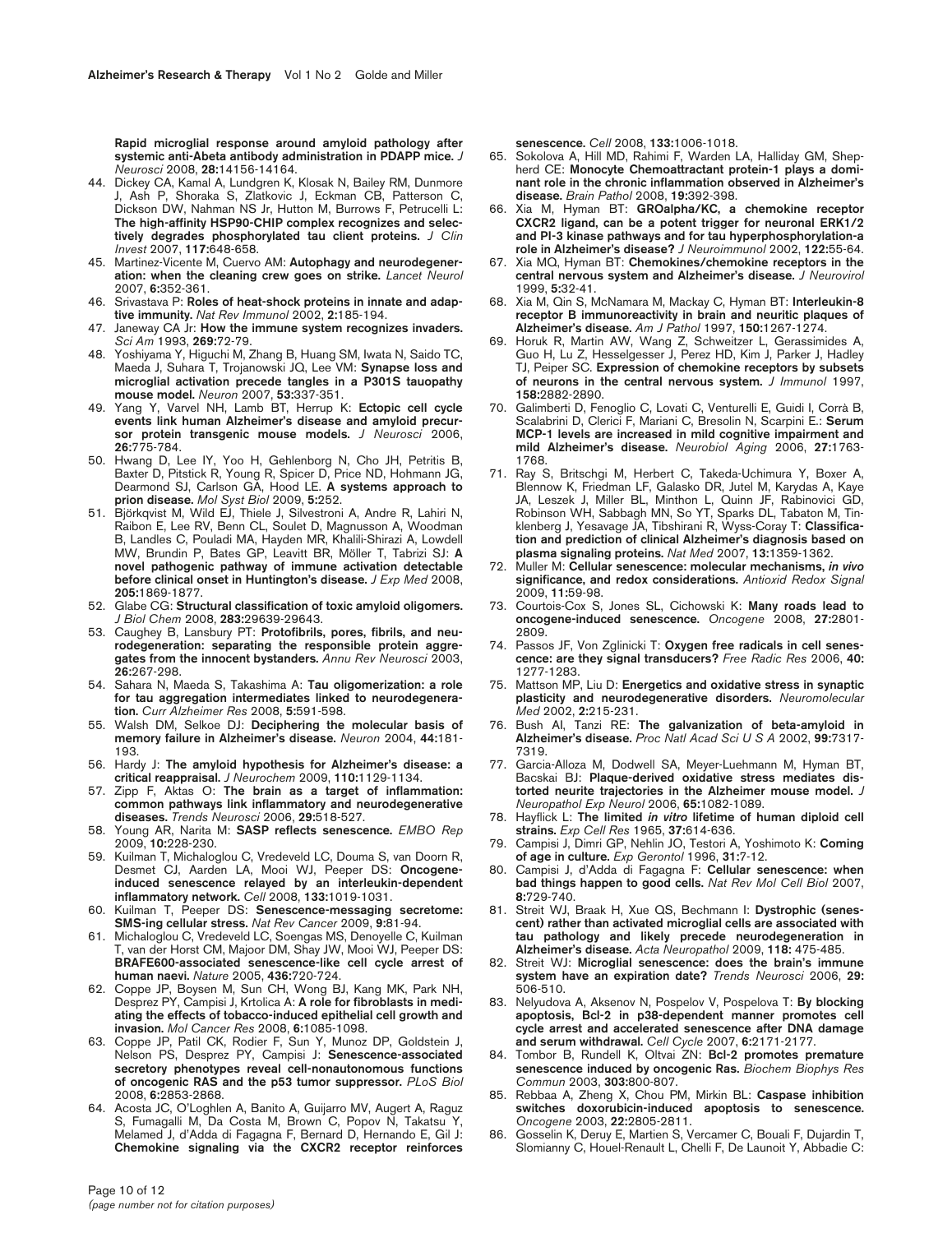**Rapid microglial response around amyloid pathology after systemic anti-Abeta antibody administration in PDAPP mice.** *J Neurosci* 2008, **28:**14156-14164.

44. Dickey CA, Kamal A, Lundgren K, Klosak N, Bailey RM, Dunmore J, Ash P, Shoraka S, Zlatkovic J, Eckman CB, Patterson C, Dickson DW, Nahman NS Jr, Hutton M, Burrows F, Petrucelli L: **The high-affinity HSP90-CHIP complex recognizes and selectively degrades phosphorylated tau client proteins.** *J Clin Invest* 2007, **117:**648-658.
45. Martinez-Vicente M, Cuervo AM: **Autophagy and neurodegeneration: when the cleaning crew goes on strike.** *Lancet Neurol* 2007, **6:**352-361.
46. Srivastava P: **Roles of heat-shock proteins in innate and adaptive immunity.** *Nat Rev Immunol* 2002, **2:**185-194.
47. Janeway CA Jr: **How the immune system recognizes invaders.** *Sci Am* 1993, **269:**72-79.
48. Yoshiyama Y, Higuchi M, Zhang B, Huang SM, Iwata N, Saido TC, Maeda J, Suhara T, Trojanowski JQ, Lee VM: **Synapse loss and microglial activation precede tangles in a P301S tauopathy mouse model.** *Neuron* 2007, **53:**337-351.
49. Yang Y, Varvel NH, Lamb BT, Herrup K: **Ectopic cell cycle events link human Alzheimer's disease and amyloid precursor protein transgenic mouse models.** *J Neurosci* 2006, **26:**775-784.
50. Hwang D, Lee IY, Yoo H, Gehlenborg N, Cho JH, Petritis B, Baxter D, Pitstick R, Young R, Spicer D, Price ND, Hohmann JG, Dearmond SJ, Carlson GA, Hood LE. **A systems approach to prion disease.** *Mol Syst Biol* 2009, **5:**252.
51. Björkqvist M, Wild EJ, Thiele J, Silvestroni A, Andre R, Lahiri N, Raibon E, Lee RV, Benn CL, Soulet D, Magnusson A, Woodman B, Landles C, Pouladi MA, Hayden MR, Khalili-Shirazi A, Lowdell MW, Brundin P, Bates GP, Leavitt BR, Möller T, Tabrizi SJ: **A novel pathogenic pathway of immune activation detectable before clinical onset in Huntington's disease.** *J Exp Med* 2008, **205:**1869-1877.
52. Glabe CG: **Structural classification of toxic amyloid oligomers.** *J Biol Chem* 2008, **283:**29639-29643.
53. Caughey B, Lansbury PT: **Protofibrils, pores, fibrils, and neurodegeneration: separating the responsible protein aggregates from the innocent bystanders.** *Annu Rev Neurosci* 2003, **26:**267-298.
54. Sahara N, Maeda S, Takashima A: **Tau oligomerization: a role for tau aggregation intermediates linked to neurodegeneration.** *Curr Alzheimer Res* 2008, **5:**591-598.
55. Walsh DM, Selkoe DJ: **Deciphering the molecular basis of memory failure in Alzheimer's disease.** *Neuron* 2004, **44:**181-193.
56. Hardy J: **The amyloid hypothesis for Alzheimer's disease: a critical reappraisal.** *J Neurochem* 2009, **110:**1129-1134.
57. Zipp F, Aktas O: **The brain as a target of inflammation: common pathways link inflammatory and neurodegenerative diseases.** *Trends Neurosci* 2006, **29:**518-527.
58. Young AR, Narita M: **SASP reflects senescence.** *EMBO Rep* 2009, **10:**228-230.
59. Kuilman T, Michaloglou C, Vredeveld LC, Douma S, van Doorn R, Desmet CJ, Aarden LA, Mooi WJ, Peeper DS: **Oncogene-induced senescence relayed by an interleukin-dependent inflammatory network.** *Cell* 2008, **133:**1019-1031.
60. Kuilman T, Peeper DS: **Senescence-messaging secretome: SMS-ing cellular stress.** *Nat Rev Cancer* 2009, **9:**81-94.
61. Michaloglou C, Vredeveld LC, Soengas MS, Denoyelle C, Kuilman T, van der Horst CM, Majoor DM, Shay JW, Mooi WJ, Peeper DS: **BRAFE600-associated senescence-like cell cycle arrest of human naevi.** *Nature* 2005, **436:**720-724.
62. Coppe JP, Boysen M, Sun CH, Wong BJ, Kang MK, Park NH, Desprez PY, Campisi J, Krtolica A: **A role for fibroblasts in mediating the effects of tobacco-induced epithelial cell growth and invasion.** *Mol Cancer Res* 2008, **6:**1085-1098.
63. Coppe JP, Patil CK, Rodier F, Sun Y, Munoz DP, Goldstein J, Nelson PS, Desprez PY, Campisi J: **Senescence-associated secretory phenotypes reveal cell-nonautonomous functions of oncogenic RAS and the p53 tumor suppressor.** *PLoS Biol* 2008, **6:**2853-2868.
64. Acosta JC, O'Loghlen A, Banito A, Guijarro MV, Augert A, Raguz S, Fumagalli M, Da Costa M, Brown C, Popov N, Takatsu Y, Melamed J, d'Adda di Fagagna F, Bernard D, Hernando E, Gil J: **Chemokine signaling via the CXCR2 receptor reinforces senescence.** *Cell* 2008, **133:**1006-1018.
65. Sokolova A, Hill MD, Rahimi F, Warden LA, Halliday GM, Shepherd CE: **Monocyte Chemoattractant protein-1 plays a dominant role in the chronic inflammation observed in Alzheimer's disease.** *Brain Pathol* 2008, **19:**392-398.
66. Xia M, Hyman BT: **GROalpha/KC, a chemokine receptor CXCR2 ligand, can be a potent trigger for neuronal ERK1/2 and PI-3 kinase pathways and for tau hyperphosphorylation-a role in Alzheimer's disease?** *J Neuroimmunol* 2002, **122:**55-64.
67. Xia MQ, Hyman BT: **Chemokines/chemokine receptors in the central nervous system and Alzheimer's disease.** *J Neurovirol* 1999, **5:**32-41.
68. Xia M, Qin S, McNamara M, Mackay C, Hyman BT: **Interleukin-8 receptor B immunoreactivity in brain and neuritic plaques of Alzheimer's disease.** *Am J Pathol* 1997, **150:**1267-1274.
69. Horuk R, Martin AW, Wang Z, Schweitzer L, Gerassimides A, Guo H, Lu Z, Hesselgesser J, Perez HD, Kim J, Parker J, Hadley TJ, Peiper SC. **Expression of chemokine receptors by subsets of neurons in the central nervous system.** *J Immunol* 1997, **158:**2882-2890.
70. Galimberti D, Fenoglio C, Lovati C, Venturelli E, Guidi I, Corrà B, Scalabrini D, Clerici F, Mariani C, Bresolin N, Scarpini E.: **Serum MCP-1 levels are increased in mild cognitive impairment and mild Alzheimer's disease.** *Neurobiol Aging* 2006, **27:**1763-1768.
71. Ray S, Britschgi M, Herbert C, Takeda-Uchimura Y, Boxer A, Blennow K, Friedman LF, Galasko DR, Jutel M, Karydas A, Kaye JA, Leszek J, Miller BL, Minthon L, Quinn JF, Rabinovici GD, Robinson WH, Sabbagh MN, So YT, Sparks DL, Tabaton M, Tinklenberg J, Yesavage JA, Tibshirani R, Wyss-Coray T: **Classification and prediction of clinical Alzheimer's diagnosis based on plasma signaling proteins.** *Nat Med* 2007, **13:**1359-1362.
72. Muller M: **Cellular senescence: molecular mechanisms, *in vivo* significance, and redox considerations.** *Antioxid Redox Signal* 2009, **11:**59-98.
73. Courtois-Cox S, Jones SL, Cichowski K: **Many roads lead to oncogene-induced senescence.** *Oncogene* 2008, **27:**2801-2809.
74. Passos JF, Von Zglinicki T: **Oxygen free radicals in cell senescence: are they signal transducers?** *Free Radic Res* 2006, **40:** 1277-1283.
75. Mattson MP, Liu D: **Energetics and oxidative stress in synaptic plasticity and neurodegenerative disorders.** *Neuromolecular Med* 2002, **2:**215-231.
76. Bush AI, Tanzi RE: **The galvanization of beta-amyloid in Alzheimer's disease.** *Proc Natl Acad Sci U S A* 2002, **99:**7317-7319.
77. Garcia-Alloza M, Dodwell SA, Meyer-Luehmann M, Hyman BT, Bacskai BJ: **Plaque-derived oxidative stress mediates distorted neurite trajectories in the Alzheimer mouse model.** *J Neuropathol Exp Neurol* 2006, **65:**1082-1089.
78. Hayflick L: **The limited *in vitro* lifetime of human diploid cell strains.** *Exp Cell Res* 1965, **37:**614-636.
79. Campisi J, Dimri GP, Nehlin JO, Testori A, Yoshimoto K: **Coming of age in culture.** *Exp Gerontol* 1996, **31:**7-12.
80. Campisi J, d'Adda di Fagagna F: **Cellular senescence: when bad things happen to good cells.** *Nat Rev Mol Cell Biol* 2007, **8:**729-740.
81. Streit WJ, Braak H, Xue QS, Bechmann I: **Dystrophic (senescent) rather than activated microglial cells are associated with tau pathology and likely precede neurodegeneration in Alzheimer's disease.** *Acta Neuropathol* 2009, **118:** 475-485.
82. Streit WJ: **Microglial senescence: does the brain's immune system have an expiration date?** *Trends Neurosci* 2006, **29:** 506-510.
83. Nelyudova A, Aksenov N, Pospelov V, Pospelova T: **By blocking apoptosis, Bcl-2 in p38-dependent manner promotes cell cycle arrest and accelerated senescence after DNA damage and serum withdrawal.** *Cell Cycle* 2007, **6:**2171-2177.
84. Tombor B, Rundell K, Oltvai ZN: **Bcl-2 promotes premature senescence induced by oncogenic Ras.** *Biochem Biophys Res Commun* 2003, **303:**800-807.
85. Rebbaa A, Zheng X, Chou PM, Mirkin BL: **Caspase inhibition switches doxorubicin-induced apoptosis to senescence.** *Oncogene* 2003, **22:**2805-2811.
86. Gosselin K, Deruy E, Martien S, Vercamer C, Bouali F, Dujardin T, Slomianny C, Houel-Renault L, Chelli F, De Launoit Y, Abbadie C: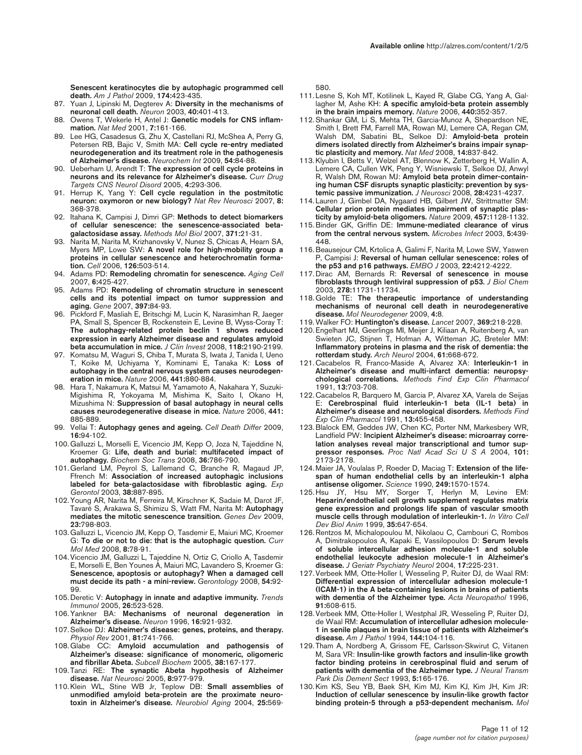**Senescent keratinocytes die by autophagic programmed cell death.** *Am J Pathol* 2009, **174:**423-435.

87. Yuan J, Lipinski M, Degterev A: **Diversity in the mechanisms of neuronal cell death.** *Neuron* 2003, **40:**401-413.
88. Owens T, Wekerle H, Antel J: **Genetic models for CNS inflammation.** *Nat Med* 2001, **7:**161-166.
89. Lee HG, Casadesus G, Zhu X, Castellani RJ, McShea A, Perry G, Petersen RB, Bajic V, Smith MA: **Cell cycle re-entry mediated neurodegeneration and its treatment role in the pathogenesis of Alzheimer's disease.** *Neurochem Int* 2009, **54:**84-88.
90. Ueberham U, Arendt T: **The expression of cell cycle proteins in neurons and its relevance for Alzheimer's disease.** *Curr Drug Targets CNS Neurol Disord* 2005, **4:**293-306.
91. Herrup K, Yang Y: **Cell cycle regulation in the postmitotic neuron: oxymoron or new biology?** *Nat Rev Neurosci* 2007, **8:** 368-378.
92. Itahana K, Campisi J, Dimri GP: **Methods to detect biomarkers of cellular senescence: the senescence-associated beta-galactosidase assay.** *Methods Mol Biol* 2007, **371:**21-31.
93. Narita M, Narita M, Krizhanovsky V, Nunez S, Chicas A, Hearn SA, Myers MP, Lowe SW: **A novel role for high-mobility group a proteins in cellular senescence and heterochromatin formation.** *Cell* 2006, **126:**503-514.
94. Adams PD: **Remodeling chromatin for senescence.** *Aging Cell* 2007, **6:**425-427.
95. Adams PD: **Remodeling of chromatin structure in senescent cells and its potential impact on tumor suppression and aging.** *Gene* 2007, **397:**84-93.
96. Pickford F, Masliah E, Britschgi M, Lucin K, Narasimhan R, Jaeger PA, Small S, Spencer B, Rockenstein E, Levine B, Wyss-Coray T: **The autophagy-related protein beclin 1 shows reduced expression in early Alzheimer disease and regulates amyloid beta accumulation in mice.** *J Clin Invest* 2008, **118:**2190-2199.
97. Komatsu M, Waguri S, Chiba T, Murata S, Iwata J, Tanida I, Ueno T, Koike M, Uchiyama Y, Kominami E, Tanaka K: **Loss of autophagy in the central nervous system causes neurodegeneration in mice.** *Nature* 2006, **441:**880-884.
98. Hara T, Nakamura K, Matsui M, Yamamoto A, Nakahara Y, Suzuki-Migishima R, Yokoyama M, Mishima K, Saito I, Okano H, Mizushima N: **Suppression of basal autophagy in neural cells causes neurodegenerative disease in mice.** *Nature* 2006, **441:** 885-889.
99. Vellai T: **Autophagy genes and ageing.** *Cell Death Differ* 2009, **16:**94-102.
100. Galluzzi L, Morselli E, Vicencio JM, Kepp O, Joza N, Tajeddine N, Kroemer G: **Life, death and burial: multifaceted impact of autophagy.** *Biochem Soc Trans* 2008, **36:**786-790.
101. Gerland LM, Peyrol S, Lallemand C, Branche R, Magaud JP, Ffrench M: **Association of increased autophagic inclusions labeled for beta-galactosidase with fibroblastic aging.** *Exp Gerontol* 2003, **38:**887-895.
102. Young AR, Narita M, Ferreira M, Kirschner K, Sadaie M, Darot JF, Tavaré S, Arakawa S, Shimizu S, Watt FM, Narita M: **Autophagy mediates the mitotic senescence transition.** *Genes Dev* 2009, **23:**798-803.
103. Galluzzi L, Vicencio JM, Kepp O, Tasdemir E, Maiuri MC, Kroemer G: **To die or not to die: that is the autophagic question.** *Curr Mol Med* 2008, **8:**78-91.
104. Vicencio JM, Galluzzi L, Tajeddine N, Ortiz C, Criollo A, Tasdemir E, Morselli E, Ben Younes A, Maiuri MC, Lavandero S, Kroemer G: **Senescence, apoptosis or autophagy? When a damaged cell must decide its path - a mini-review.** *Gerontology* 2008, **54:**92-99.
105. Deretic V: **Autophagy in innate and adaptive immunity.** *Trends Immunol* 2005, **26:**523-528.
106. Yankner BA: **Mechanisms of neuronal degeneration in Alzheimer's disease.** *Neuron* 1996, **16:**921-932.
107. Selkoe DJ: **Alzheimer's disease: genes, proteins, and therapy.** *Physiol Rev* 2001, **81:**741-766.
108. Glabe CC: **Amyloid accumulation and pathogensis of Alzheimer's disease: significance of monomeric, oligomeric and fibrillar Abeta.** *Subcell Biochem* 2005, **38:**167-177.
109. Tanzi RE: **The synaptic Abeta hypothesis of Alzheimer disease.** *Nat Neurosci* 2005, **8:**977-979.
110. Klein WL, Stine WB Jr, Teplow DB: **Small assemblies of unmodified amyloid beta-protein are the proximate neurotoxin in Alzheimer's disease.** *Neurobiol Aging* 2004, **25:**569-580.
111. Lesne S, Koh MT, Kotilinek L, Kayed R, Glabe CG, Yang A, Gallagher M, Ashe KH: **A specific amyloid-beta protein assembly in the brain impairs memory.** *Nature* 2006, **440:**352-357.
112. Shankar GM, Li S, Mehta TH, Garcia-Munoz A, Shepardson NE, Smith I, Brett FM, Farrell MA, Rowan MJ, Lemere CA, Regan CM, Walsh DM, Sabatini BL, Selkoe DJ: **Amyloid-beta protein dimers isolated directly from Alzheimer's brains impair synaptic plasticity and memory.** *Nat Med* 2008, **14:**837-842.
113. Klyubin I, Betts V, Welzel AT, Blennow K, Zetterberg H, Wallin A, Lemere CA, Cullen WK, Peng Y, Wisniewski T, Selkoe DJ, Anwyl R, Walsh DM, Rowan MJ: **Amyloid beta protein dimer-containing human CSF disrupts synaptic plasticity: prevention by systemic passive immunization.** *J Neurosci* 2008, **28:**4231-4237.
114. Lauren J, Gimbel DA, Nygaard HB, Gilbert JW, Strittmatter SM: **Cellular prion protein mediates impairment of synaptic plasticity by amyloid-beta oligomers.** *Nature* 2009, **457:**1128-1132.
115. Binder GK, Griffin DE: **Immune-mediated clearance of virus from the central nervous system.** *Microbes Infect* 2003, **5:**439-448.
116. Beausejour CM, Krtolica A, Galimi F, Narita M, Lowe SW, Yaswen P, Campisi J: **Reversal of human cellular senescence: roles of the p53 and p16 pathways.** *EMBO J* 2003, **22:**4212-4222.
117. Dirac AM, Bernards R: **Reversal of senescence in mouse fibroblasts through lentiviral suppression of p53.** *J Biol Chem* 2003, **278:**11731-11734.
118. Golde TE: **The therapeutic importance of understanding mechanisms of neuronal cell death in neurodegenerative disease.** *Mol Neurodegener* 2009, **4:**8.
119. Walker FO: **Huntington's disease.** *Lancet* 2007, **369:**218-228.
120. Engelhart MJ, Geerlings MI, Meijer J, Kiliaan A, Ruitenberg A, van Swieten JC, Stijnen T, Hofman A, Witteman JC, Breteler MM: **Inflammatory proteins in plasma and the risk of dementia: the rotterdam study.** *Arch Neurol* 2004, **61:**668-672.
121. Cacabelos R, Franco-Maside A, Alvarez XA: **Interleukin-1 in Alzheimer's disease and multi-infarct dementia: neuropsychological correlations.** *Methods Find Exp Clin Pharmacol* 1991, **13:**703-708.
122. Cacabelos R, Barquero M, Garcia P, Alvarez XA, Varela de Seijas E: **Cerebrospinal fluid interleukin-1 beta (IL-1 beta) in Alzheimer's disease and neurological disorders.** *Methods Find Exp Clin Pharmacol* 1991, **13:**455-458.
123. Blalock EM, Geddes JW, Chen KC, Porter NM, Markesbery WR, Landfield PW: **Incipient Alzheimer's disease: microarray correlation analyses reveal major transcriptional and tumor suppressor responses.** *Proc Natl Acad Sci U S A* 2004, **101:** 2173-2178.
124. Maier JA, Voulalas P, Roeder D, Maciag T: **Extension of the life-span of human endothelial cells by an interleukin-1 alpha antisense oligomer.** *Science* 1990, **249:**1570-1574.
125. Hsu JY, Hsu MY, Sorger T, Herlyn M, Levine EM: **Heparin/endothelial cell growth supplement regulates matrix gene expression and prolongs life span of vascular smooth muscle cells through modulation of interleukin-1.** *In Vitro Cell Dev Biol Anim* 1999, **35:**647-654.
126. Rentzos M, Michalopoulou M, Nikolaou C, Cambouri C, Rombos A, Dimitrakopoulos A, Kapaki E, Vassilopoulos D: **Serum levels of soluble intercellular adhesion molecule-1 and soluble endothelial leukocyte adhesion molecule-1 in Alzheimer's disease.** *J Geriatr Psychiatry Neurol* 2004, **17:**225-231.
127. Verbeek MM, Otte-Holler I, Wesseling P, Ruiter DJ, de Waal RM: **Differential expression of intercellular adhesion molecule-1 (ICAM-1) in the A beta-containing lesions in brains of patients with dementia of the Alzheimer type.** *Acta Neuropathol* 1996, **91:**608-615.
128. Verbeek MM, Otte-Holler I, Westphal JR, Wesseling P, Ruiter DJ, de Waal RM: **Accumulation of intercellular adhesion molecule-1 in senile plaques in brain tissue of patients with Alzheimer's disease.** *Am J Pathol* 1994, **144:**104-116.
129. Tham A, Nordberg A, Grissom FE, Carlsson-Skwirut C, Viitanen M, Sara VR: **Insulin-like growth factors and insulin-like growth factor binding proteins in cerebrospinal fluid and serum of patients with dementia of the Alzheimer type.** *J Neural Transm Park Dis Dement Sect* 1993, **5:**165-176.
130. Kim KS, Seu YB, Baek SH, Kim MJ, Kim KJ, Kim JH, Kim JR: **Induction of cellular senescence by insulin-like growth factor binding protein-5 through a p53-dependent mechanism.** *Mol*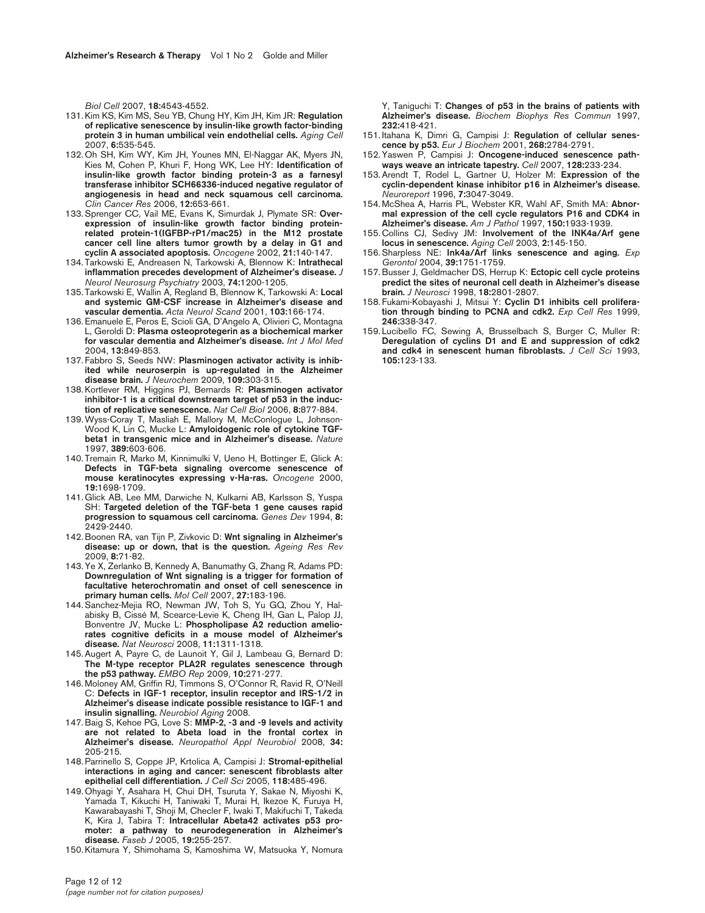Biol Cell 2007, **18:**4543-4552.

131. Kim KS, Kim MS, Seu YB, Chung HY, Kim JH, Kim JR: **Regulation of replicative senescence by insulin-like growth factor-binding protein 3 in human umbilical vein endothelial cells.** *Aging Cell* 2007, **6:**535-545.
132. Oh SH, Kim WY, Kim JH, Younes MN, El-Naggar AK, Myers JN, Kies M, Cohen P, Khuri F, Hong WK, Lee HY: **Identification of insulin-like growth factor binding protein-3 as a farnesyl transferase inhibitor SCH66336-induced negative regulator of angiogenesis in head and neck squamous cell carcinoma.** *Clin Cancer Res* 2006, **12:**653-661.
133. Sprenger CC, Vail ME, Evans K, Simurdak J, Plymate SR: **Over-expression of insulin-like growth factor binding protein-related protein-1(IGFBP-rP1/mac25) in the M12 prostate cancer cell line alters tumor growth by a delay in G1 and cyclin A associated apoptosis.** *Oncogene* 2002, **21:**140-147.
134. Tarkowski E, Andreasen N, Tarkowski A, Blennow K: **Intrathecal inflammation precedes development of Alzheimer's disease.** *J Neurol Neurosurg Psychiatry* 2003, **74:**1200-1205.
135. Tarkowski E, Wallin A, Regland B, Blennow K, Tarkowski A: **Local and systemic GM-CSF increase in Alzheimer's disease and vascular dementia.** *Acta Neurol Scand* 2001, **103:**166-174.
136. Emanuele E, Peros E, Scioli GA, D'Angelo A, Olivieri C, Montagna L, Geroldi D: **Plasma osteoprotegerin as a biochemical marker for vascular dementia and Alzheimer's disease.** *Int J Mol Med* 2004, **13:**849-853.
137. Fabbro S, Seeds NW: **Plasminogen activator activity is inhibited while neuroserpin is up-regulated in the Alzheimer disease brain.** *J Neurochem* 2009, **109:**303-315.
138. Kortlever RM, Higgins PJ, Bernards R: **Plasminogen activator inhibitor-1 is a critical downstream target of p53 in the induction of replicative senescence.** *Nat Cell Biol* 2006, **8:**877-884.
139. Wyss-Coray T, Masliah E, Mallory M, McConlogue L, Johnson-Wood K, Lin C, Mucke L: **Amyloidogenic role of cytokine TGF-beta1 in transgenic mice and in Alzheimer's disease.** *Nature* 1997, **389:**603-606.
140. Tremain R, Marko M, Kinnimulki V, Ueno H, Bottinger E, Glick A: **Defects in TGF-beta signaling overcome senescence of mouse keratinocytes expressing v-Ha-ras.** *Oncogene* 2000, **19:**1698-1709.
141. Glick AB, Lee MM, Darwiche N, Kulkarni AB, Karlsson S, Yuspa SH: **Targeted deletion of the TGF-beta 1 gene causes rapid progression to squamous cell carcinoma.** *Genes Dev* 1994, **8:** 2429-2440.
142. Boonen RA, van Tijn P, Zivkovic D: **Wnt signaling in Alzheimer's disease: up or down, that is the question.** *Ageing Res Rev* 2009, **8:**71-82.
143. Ye X, Zerlanko B, Kennedy A, Banumathy G, Zhang R, Adams PD: **Downregulation of Wnt signaling is a trigger for formation of facultative heterochromatin and onset of cell senescence in primary human cells.** *Mol Cell* 2007, **27:**183-196.
144. Sanchez-Mejia RO, Newman JW, Toh S, Yu GQ, Zhou Y, Halabisky B, Cissé M, Scearce-Levie K, Cheng IH, Gan L, Palop JJ, Bonventre JV, Mucke L: **Phospholipase A2 reduction ameliorates cognitive deficits in a mouse model of Alzheimer's disease.** *Nat Neurosci* 2008, **11:**1311-1318.
145. Augert A, Payre C, de Launoit Y, Gil J, Lambeau G, Bernard D: **The M-type receptor PLA2R regulates senescence through the p53 pathway.** *EMBO Rep* 2009, **10:**271-277.
146. Moloney AM, Griffin RJ, Timmons S, O'Connor R, Ravid R, O'Neill C: **Defects in IGF-1 receptor, insulin receptor and IRS-1/2 in Alzheimer's disease indicate possible resistance to IGF-1 and insulin signalling.** *Neurobiol Aging* 2008.
147. Baig S, Kehoe PG, Love S: **MMP-2, -3 and -9 levels and activity are not related to Abeta load in the frontal cortex in Alzheimer's disease.** *Neuropathol Appl Neurobiol* 2008, **34:** 205-215.
148. Parrinello S, Coppe JP, Krtolica A, Campisi J: **Stromal-epithelial interactions in aging and cancer: senescent fibroblasts alter epithelial cell differentiation.** *J Cell Sci* 2005, **118:**485-496.
149. Ohyagi Y, Asahara H, Chui DH, Tsuruta Y, Sakae N, Miyoshi K, Yamada T, Kikuchi H, Taniwaki T, Murai H, Ikezoe K, Furuya H, Kawarabayashi T, Shoji M, Checler F, Iwaki T, Makifuchi T, Takeda K, Kira J, Tabira T: **Intracellular Abeta42 activates p53 promoter: a pathway to neurodegeneration in Alzheimer's disease.** *Faseb J* 2005, **19:**255-257.
150. Kitamura Y, Shimohama S, Kamoshima W, Matsuoka Y, Nomura Y, Taniguchi T: **Changes of p53 in the brains of patients with Alzheimer's disease.** *Biochem Biophys Res Commun* 1997, **232:**418-421.
151. Itahana K, Dimri G, Campisi J: **Regulation of cellular senescence by p53.** *Eur J Biochem* 2001, **268:**2784-2791.
152. Yaswen P, Campisi J: **Oncogene-induced senescence pathways weave an intricate tapestry.** *Cell* 2007, **128:**233-234.
153. Arendt T, Rodel L, Gartner U, Holzer M: **Expression of the cyclin-dependent kinase inhibitor p16 in Alzheimer's disease.** *Neuroreport* 1996, **7:**3047-3049.
154. McShea A, Harris PL, Webster KR, Wahl AF, Smith MA: **Abnormal expression of the cell cycle regulators P16 and CDK4 in Alzheimer's disease.** *Am J Pathol* 1997, **150:**1933-1939.
155. Collins CJ, Sedivy JM: **Involvement of the INK4a/Arf gene locus in senescence.** *Aging Cell* 2003, **2:**145-150.
156. Sharpless NE: **Ink4a/Arf links senescence and aging.** *Exp Gerontol* 2004, **39:**1751-1759.
157. Busser J, Geldmacher DS, Herrup K: **Ectopic cell cycle proteins predict the sites of neuronal cell death in Alzheimer's disease brain.** *J Neurosci* 1998, **18:**2801-2807.
158. Fukami-Kobayashi J, Mitsui Y: **Cyclin D1 inhibits cell proliferation through binding to PCNA and cdk2.** *Exp Cell Res* 1999, **246:**338-347.
159. Lucibello FC, Sewing A, Brusselbach S, Burger C, Muller R: **Deregulation of cyclins D1 and E and suppression of cdk2 and cdk4 in senescent human fibroblasts.** *J Cell Sci* 1993, **105:**123-133.